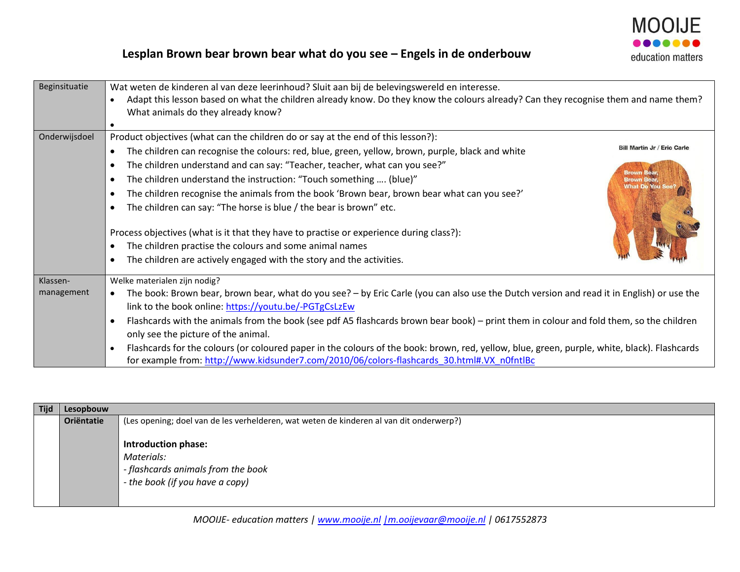# Lesplan Brown bear brown bear what do you see – Engels in de onderbouw

| | |
|---|---|
| Beginsituatie | Wat weten de kinderen al van deze leerinhoud? Sluit aan bij de belevingswereld en interesse.<br>• Adapt this lesson based on what the children already know. Do they know the colours already? Can they recognise them and name them? What animals do they already know?<br>• |
| Onderwijsdoel | Product objectives (what can the children do or say at the end of this lesson?):<br>• The children can recognise the colours: red, blue, green, yellow, brown, purple, black and white<br>• The children understand and can say: "Teacher, teacher, what can you see?"<br>• The children understand the instruction: "Touch something …. (blue)"<br>• The children recognise the animals from the book 'Brown bear, brown bear what can you see?'<br>• The children can say: "The horse is blue / the bear is brown" etc.<br><br>Process objectives (what is it that they have to practise or experience during class?):<br>• The children practise the colours and some animal names<br>• The children are actively engaged with the story and the activities. |
| Klassen-management | Welke materialen zijn nodig?<br>• The book: Brown bear, brown bear, what do you see? – by Eric Carle (you can also use the Dutch version and read it in English) or use the link to the book online: https://youtu.be/-PGTgCsLzEw<br>• Flashcards with the animals from the book (see pdf A5 flashcards brown bear book) – print them in colour and fold them, so the children only see the picture of the animal.<br>• Flashcards for the colours (or coloured paper in the colours of the book: brown, red, yellow, blue, green, purple, white, black). Flashcards for example from: http://www.kidsunder7.com/2010/06/colors-flashcards_30.html#.VX_n0fntlBc |

| Tijd | Lesopbouw | |
|---|---|---|
| | **Oriëntatie** | (Les opening; doel van de les verhelderen, wat weten de kinderen al van dit onderwerp?)<br><br>**Introduction phase:**<br>*Materials:*<br>*- flashcards animals from the book*<br>*- the book (if you have a copy)* |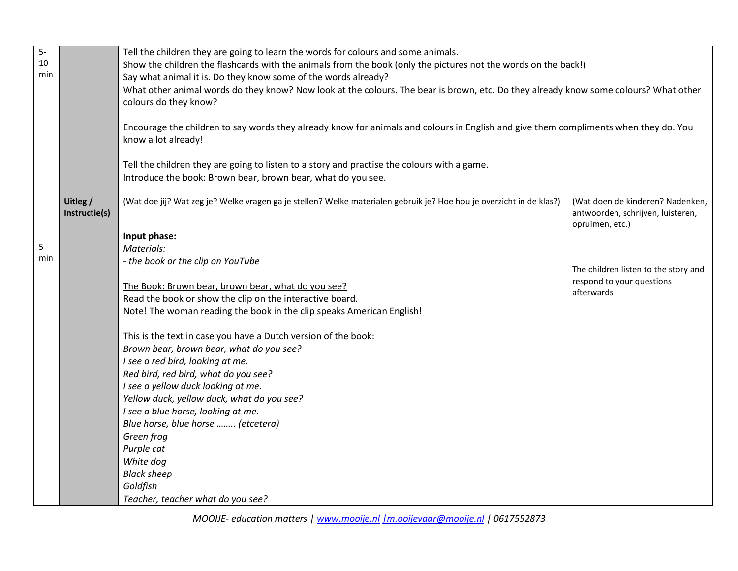| | | | |
|---|---|---|---|
| 5-10 min | | Tell the children they are going to learn the words for colours and some animals.<br>Show the children the flashcards with the animals from the book (only the pictures not the words on the back!)<br>Say what animal it is. Do they know some of the words already?<br>What other animal words do they know? Now look at the colours. The bear is brown, etc. Do they already know some colours? What other colours do they know?<br><br>Encourage the children to say words they already know for animals and colours in English and give them compliments when they do. You know a lot already!<br><br>Tell the children they are going to listen to a story and practise the colours with a game.<br>Introduce the book: Brown bear, brown bear, what do you see. | |
| 5 min | **Uitleg / Instructie(s)** | (Wat doe jij? Wat zeg je? Welke vragen ga je stellen? Welke materialen gebruik je? Hoe hou je overzicht in de klas?)<br><br>**Input phase:**<br>*Materials:*<br>*- the book or the clip on YouTube*<br><br><u>The Book: Brown bear, brown bear, what do you see?</u><br>Read the book or show the clip on the interactive board.<br>Note! The woman reading the book in the clip speaks American English!<br><br>This is the text in case you have a Dutch version of the book:<br>*Brown bear, brown bear, what do you see?*<br>*I see a red bird, looking at me.*<br>*Red bird, red bird, what do you see?*<br>*I see a yellow duck looking at me.*<br>*Yellow duck, yellow duck, what do you see?*<br>*I see a blue horse, looking at me.*<br>*Blue horse, blue horse …….. (etcetera)*<br>*Green frog*<br>*Purple cat*<br>*White dog*<br>*Black sheep*<br>*Goldfish*<br>*Teacher, teacher what do you see?* | (Wat doen de kinderen? Nadenken, antwoorden, schrijven, luisteren, opruimen, etc.)<br><br>The children listen to the story and respond to your questions afterwards |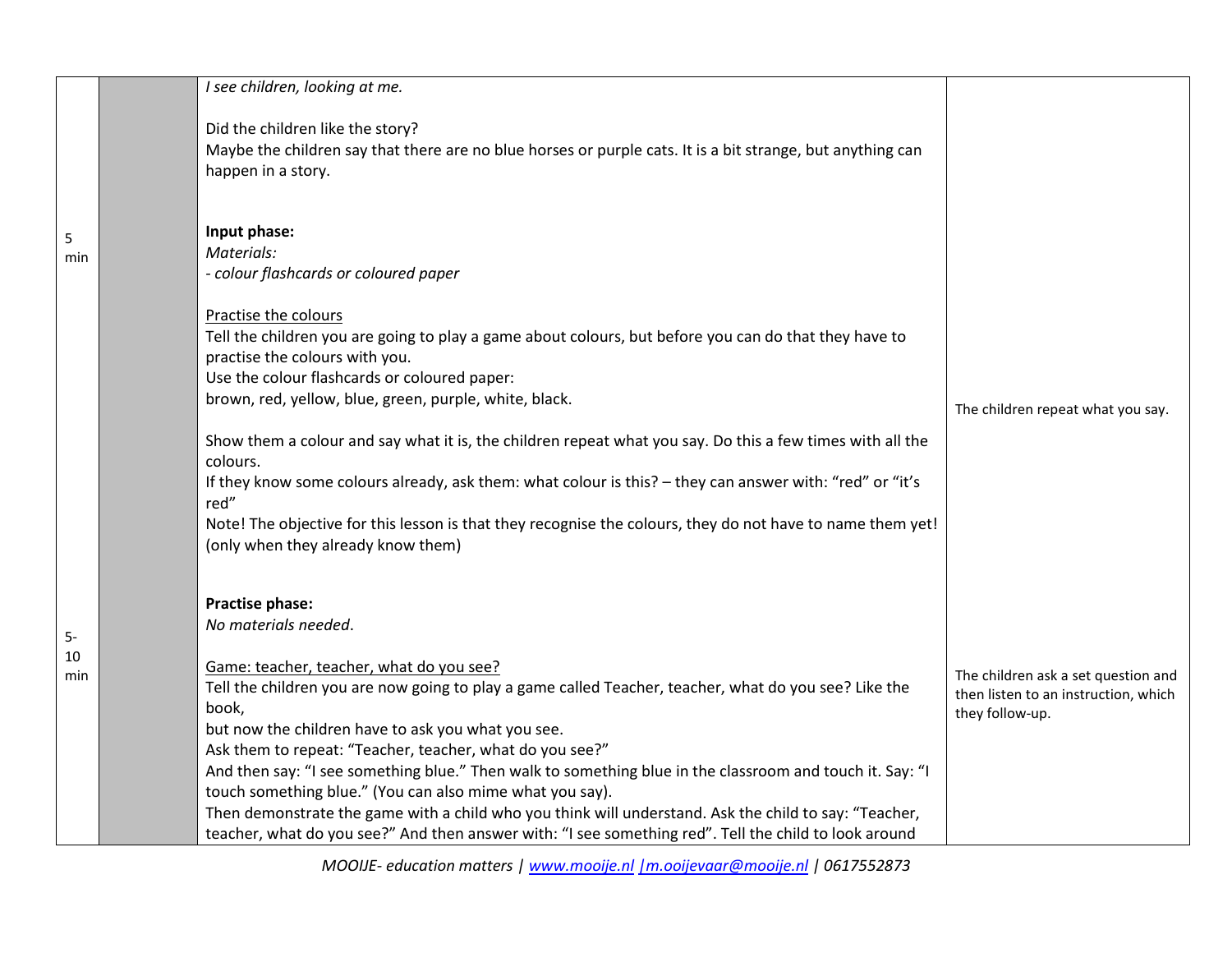| | | | |
|---|---|---|---|
| | | *I see children, looking at me.*<br><br>Did the children like the story?<br>Maybe the children say that there are no blue horses or purple cats. It is a bit strange, but anything can happen in a story. | |
| 5 min | | **Input phase:**<br>*Materials:*<br>*- colour flashcards or coloured paper*<br><br><u>Practise the colours</u><br>Tell the children you are going to play a game about colours, but before you can do that they have to practise the colours with you.<br>Use the colour flashcards or coloured paper:<br>brown, red, yellow, blue, green, purple, white, black.<br><br>Show them a colour and say what it is, the children repeat what you say. Do this a few times with all the colours.<br>If they know some colours already, ask them: what colour is this? – they can answer with: "red" or "it's red"<br>Note! The objective for this lesson is that they recognise the colours, they do not have to name them yet! (only when they already know them) | The children repeat what you say. |
| 5-10 min | | **Practise phase:**<br>*No materials needed*.<br><br><u>Game: teacher, teacher, what do you see?</u><br>Tell the children you are now going to play a game called Teacher, teacher, what do you see? Like the book,<br>but now the children have to ask you what you see.<br>Ask them to repeat: "Teacher, teacher, what do you see?"<br>And then say: "I see something blue." Then walk to something blue in the classroom and touch it. Say: "I touch something blue." (You can also mime what you say).<br>Then demonstrate the game with a child who you think will understand. Ask the child to say: "Teacher, teacher, what do you see?" And then answer with: "I see something red". Tell the child to look around | The children ask a set question and then listen to an instruction, which they follow-up. |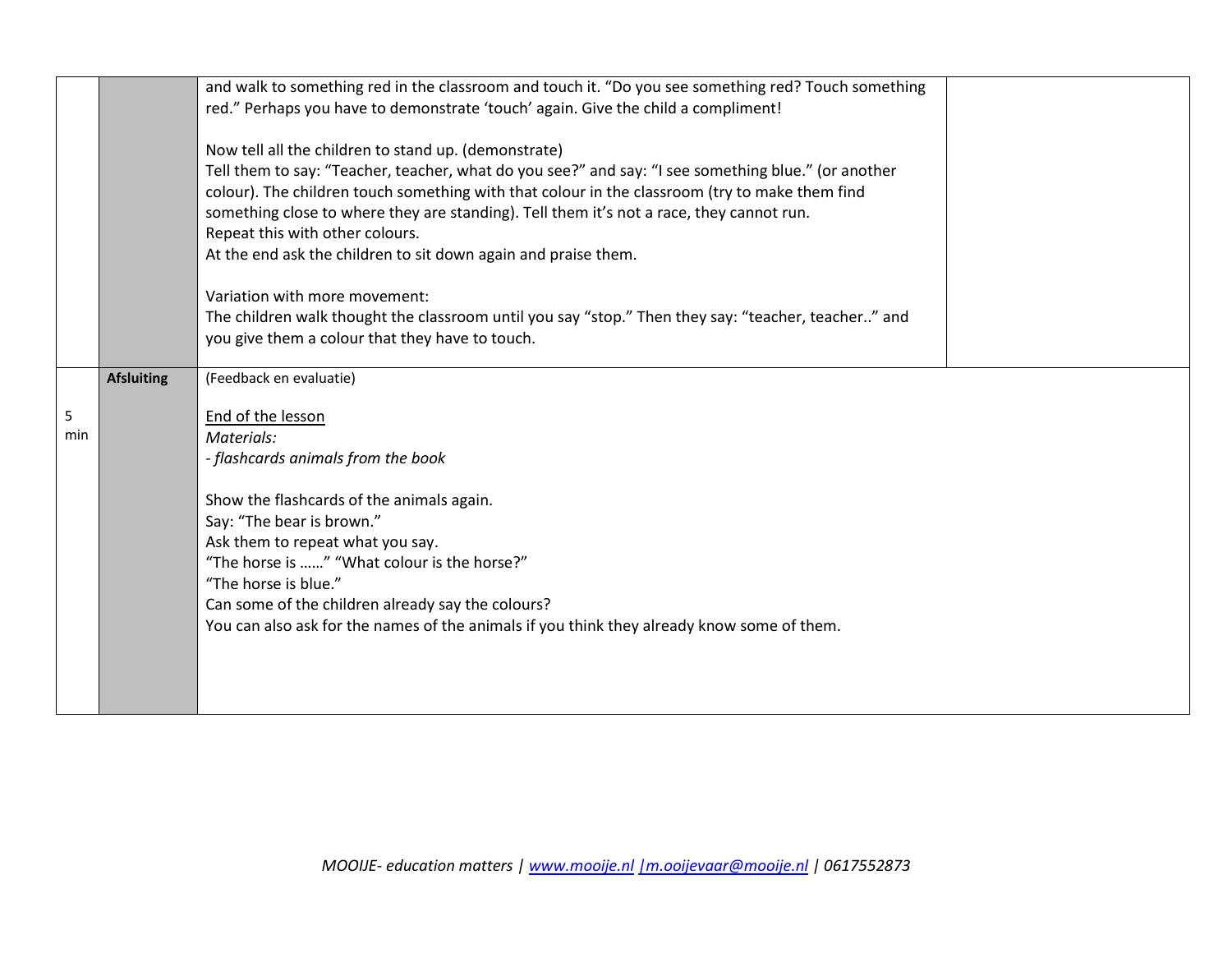| | | | |
|---|---|---|---|
| | | and walk to something red in the classroom and touch it. "Do you see something red? Touch something red." Perhaps you have to demonstrate 'touch' again. Give the child a compliment!<br><br>Now tell all the children to stand up. (demonstrate)<br>Tell them to say: "Teacher, teacher, what do you see?" and say: "I see something blue." (or another colour). The children touch something with that colour in the classroom (try to make them find something close to where they are standing). Tell them it's not a race, they cannot run.<br>Repeat this with other colours.<br>At the end ask the children to sit down again and praise them.<br><br>Variation with more movement:<br>The children walk thought the classroom until you say "stop." Then they say: "teacher, teacher.." and you give them a colour that they have to touch. | |
| 5 min | **Afsluiting** | (Feedback en evaluatie)<br><br><u>End of the lesson</u><br>*Materials:*<br>*- flashcards animals from the book*<br><br>Show the flashcards of the animals again.<br>Say: "The bear is brown."<br>Ask them to repeat what you say.<br>"The horse is ……" "What colour is the horse?"<br>"The horse is blue."<br>Can some of the children already say the colours?<br>You can also ask for the names of the animals if you think they already know some of them. | |

*MOOIJE- education matters | www.mooije.nl |m.ooijevaar@mooije.nl | 0617552873*